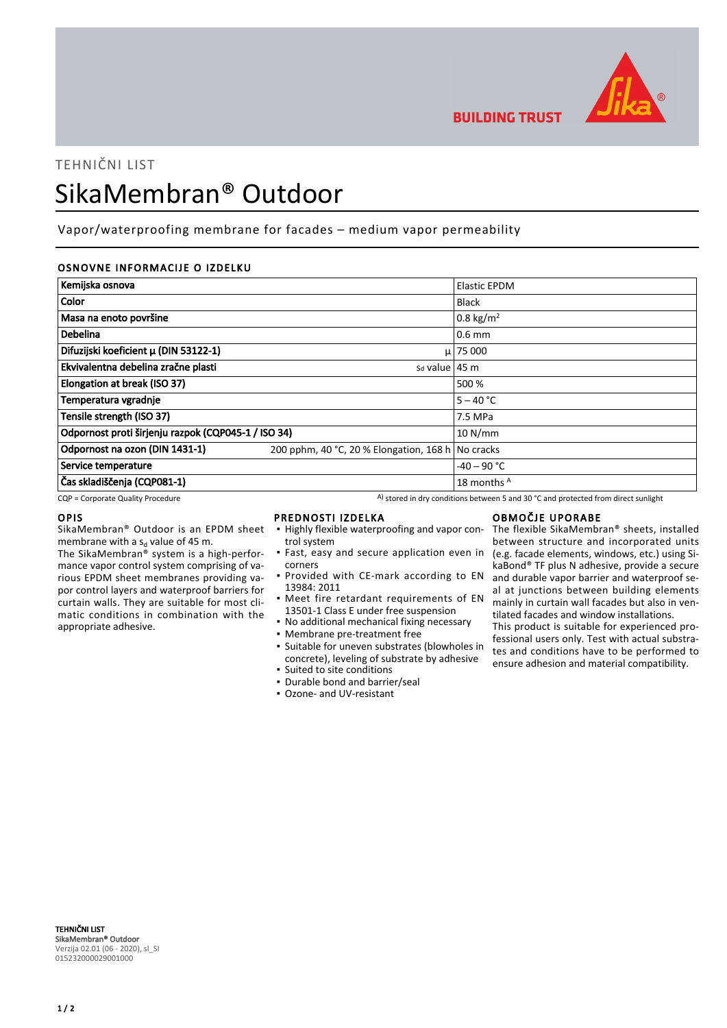TEHNIČNI LIST

# SikaMembran® Outdoor

Vapor/waterproofing membrane for facades – medium vapor permeability

## OSNOVNE INFORMACIJE O IZDELKU

| | | |
|---|---|---|
| **Kemijska osnova** | | Elastic EPDM |
| **Color** | | Black |
| **Masa na enoto površine** | | 0.8 kg/m$^2$ |
| **Debelina** | | 0.6 mm |
| **Difuzijski koeficient µ (DIN 53122-1)** | µ | 75 000 |
| **Ekvivalentna debelina zračne plasti** | Sd value | 45 m |
| **Elongation at break (ISO 37)** | | 500 % |
| **Temperatura vgradnje** | | 5 – 40 °C |
| **Tensile strength (ISO 37)** | | 7.5 MPa |
| **Odpornost proti širjenju razpok (CQP045-1 / ISO 34)** | | 10 N/mm |
| **Odpornost na ozon (DIN 1431-1)** | 200 pphm, 40 °C, 20 % Elongation, 168 h | No cracks |
| **Service temperature** | | -40 – 90 °C |
| **Čas skladiščenja (CQP081-1)** | | 18 months [A] |

CQP = Corporate Quality Procedure

A) stored in dry conditions between 5 and 30 °C and protected from direct sunlight

## OPIS

SikaMembran® Outdoor is an EPDM sheet membrane with a $s_d$ value of 45 m.

The SikaMembran® system is a high-performance vapor control system comprising of various EPDM sheet membranes providing vapor control layers and waterproof barriers for curtain walls. They are suitable for most climatic conditions in combination with the appropriate adhesive.

## PREDNOSTI IZDELKA

- Highly flexible waterproofing and vapor control system
- Fast, easy and secure application even in corners
- Provided with CE-mark according to EN 13984: 2011
- Meet fire retardant requirements of EN 13501-1 Class E under free suspension
- No additional mechanical fixing necessary
- Membrane pre-treatment free
- Suitable for uneven substrates (blowholes in concrete), leveling of substrate by adhesive
- Suited to site conditions
- Durable bond and barrier/seal
- Ozone- and UV-resistant

## OBMOČJE UPORABE

The flexible SikaMembran® sheets, installed between structure and incorporated units (e.g. facade elements, windows, etc.) using SikaBond® TF plus N adhesive, provide a secure and durable vapor barrier and waterproof seal at junctions between building elements mainly in curtain wall facades but also in ventilated facades and window installations.

This product is suitable for experienced professional users only. Test with actual substrates and conditions have to be performed to ensure adhesion and material compatibility.

**TEHNIČNI LIST**
**SikaMembran® Outdoor**
Verzija 02.01 (06 - 2020), sl_SI
015232000029001000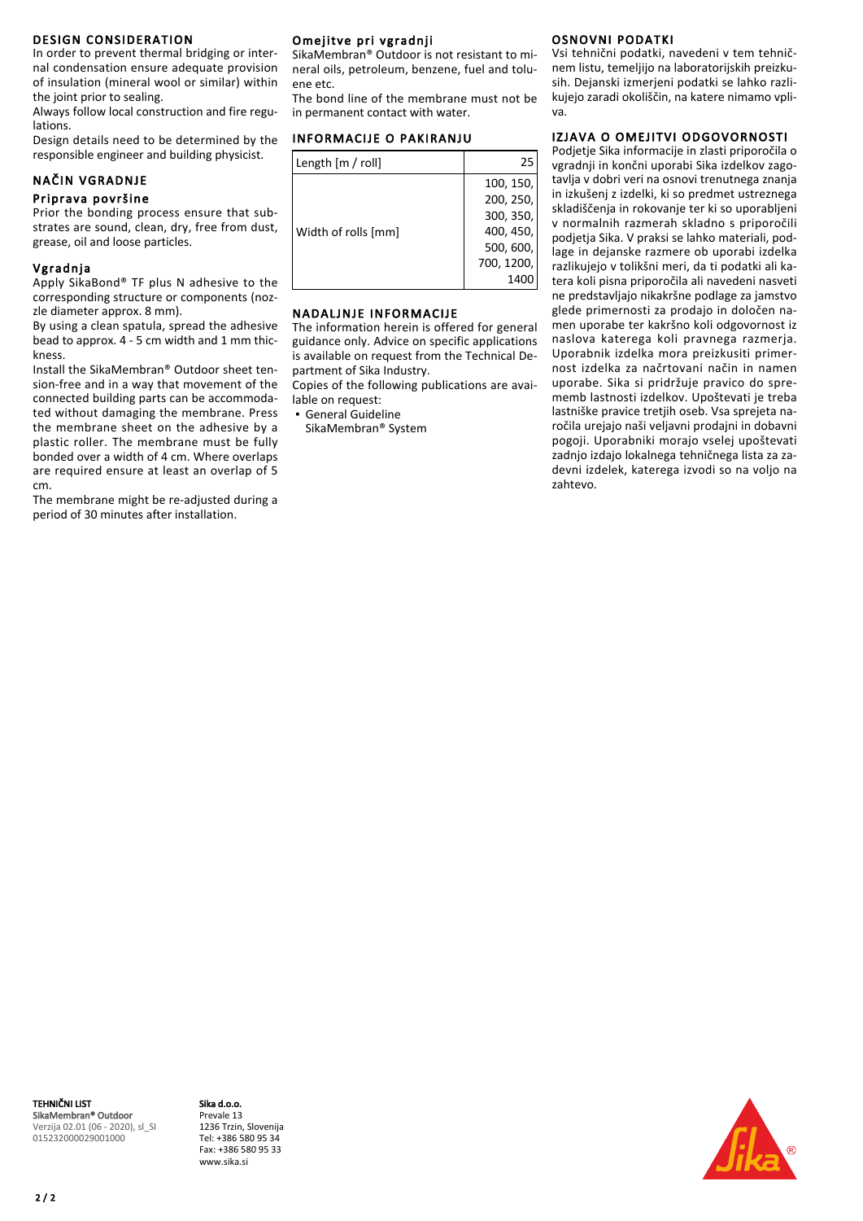## DESIGN CONSIDERATION

In order to prevent thermal bridging or internal condensation ensure adequate provision of insulation (mineral wool or similar) within the joint prior to sealing.

Always follow local construction and fire regulations.

Design details need to be determined by the responsible engineer and building physicist.

## NAČIN VGRADNJE

### Priprava površine

Prior the bonding process ensure that substrates are sound, clean, dry, free from dust, grease, oil and loose particles.

### Vgradnja

Apply SikaBond® TF plus N adhesive to the corresponding structure or components (nozzle diameter approx. 8 mm).

By using a clean spatula, spread the adhesive bead to approx. 4 - 5 cm width and 1 mm thickness.

Install the SikaMembran® Outdoor sheet tension-free and in a way that movement of the connected building parts can be accommodated without damaging the membrane. Press the membrane sheet on the adhesive by a plastic roller. The membrane must be fully bonded over a width of 4 cm. Where overlaps are required ensure at least an overlap of 5 cm.

The membrane might be re-adjusted during a period of 30 minutes after installation.

### Omejitve pri vgradnji

SikaMembran® Outdoor is not resistant to mineral oils, petroleum, benzene, fuel and toluene etc.

The bond line of the membrane must not be in permanent contact with water.

## INFORMACIJE O PAKIRANJU

| | |
|---|---|
| Length [m / roll] | 25 |
| Width of rolls [mm] | 100, 150, 200, 250, 300, 350, 400, 450, 500, 600, 700, 1200, 1400 |

## NADALJNJE INFORMACIJE

The information herein is offered for general guidance only. Advice on specific applications is available on request from the Technical Department of Sika Industry.

Copies of the following publications are available on request:

- General Guideline SikaMembran® System

## OSNOVNI PODATKI

Vsi tehnični podatki, navedeni v tem tehničnem listu, temeljijo na laboratorijskih preizkusih. Dejanski izmerjeni podatki se lahko razlikujejo zaradi okoliščin, na katere nimamo vpliva.

## IZJAVA O OMEJITVI ODGOVORNOSTI

Podjetje Sika informacije in zlasti priporočila o vgradnji in končni uporabi Sika izdelkov zagotavlja v dobri veri na osnovi trenutnega znanja in izkušenj z izdelki, ki so predmet ustreznega skladiščenja in rokovanje ter ki so uporabljeni v normalnih razmerah skladno s priporočili podjetja Sika. V praksi se lahko materiali, podlage in dejanske razmere ob uporabi izdelka razlikujejo v tolikšni meri, da ti podatki ali katera koli pisna priporočila ali navedeni nasveti ne predstavljajo nikakršne podlage za jamstvo glede primernosti za prodajo in določen namen uporabe ter kakršno koli odgovornost iz naslova katerega koli pravnega razmerja. Uporabnik izdelka mora preizkusiti primernost izdelka za načrtovani način in namen uporabe. Sika si pridržuje pravico do sprememb lastnosti izdelkov. Upoštevati je treba lastniške pravice tretjih oseb. Vsa sprejeta naročila urejajo naši veljavni prodajni in dobavni pogoji. Uporabniki morajo vselej upoštevati zadnjo izdajo lokalnega tehničnega lista za zadevni izdelek, katerega izvodi so na voljo na zahtevo.

**TEHNIČNI LIST**
**SikaMembran® Outdoor**
Verzija 02.01 (06 - 2020), sl_SI
015232000029001000

**Sika d.o.o.**
Prevale 13
1236 Trzin, Slovenija
Tel: +386 580 95 34
Fax: +386 580 95 33
www.sika.si